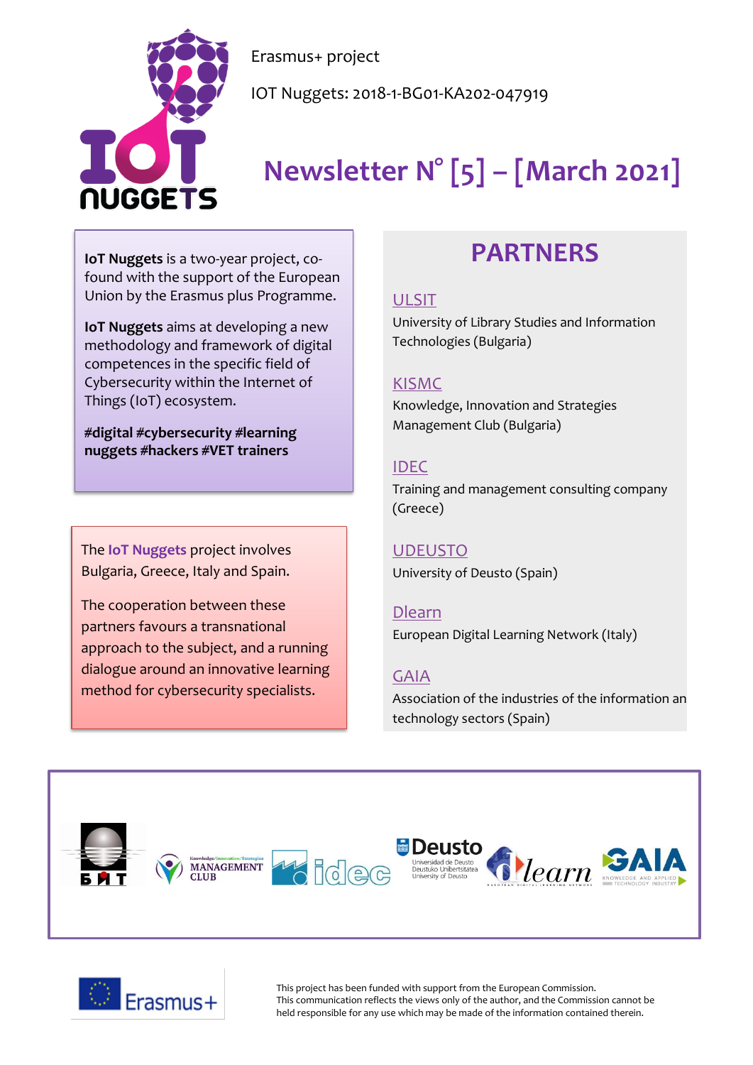Erasmus+ project

IOT Nuggets: 2018-1-BG01-KA202-047919

# Newsletter N° [5] – [March 2021]

**IoT Nuggets** is a two-year project, co-found with the support of the European Union by the Erasmus plus Programme.

**IoT Nuggets** aims at developing a new methodology and framework of digital competences in the specific field of Cybersecurity within the Internet of Things (IoT) ecosystem.

**#digital #cybersecurity #learning nuggets #hackers #VET trainers**

The **IoT Nuggets** project involves Bulgaria, Greece, Italy and Spain.

The cooperation between these partners favours a transnational approach to the subject, and a running dialogue around an innovative learning method for cybersecurity specialists.

## PARTNERS

ULSIT
University of Library Studies and Information Technologies (Bulgaria)

KISMC
Knowledge, Innovation and Strategies Management Club (Bulgaria)

IDEC
Training and management consulting company (Greece)

UDEUSTO
University of Deusto (Spain)

Dlearn
European Digital Learning Network (Italy)

GAIA
Association of the industries of the information an technology sectors (Spain)

This project has been funded with support from the European Commission.
This communication reflects the views only of the author, and the Commission cannot be held responsible for any use which may be made of the information contained therein.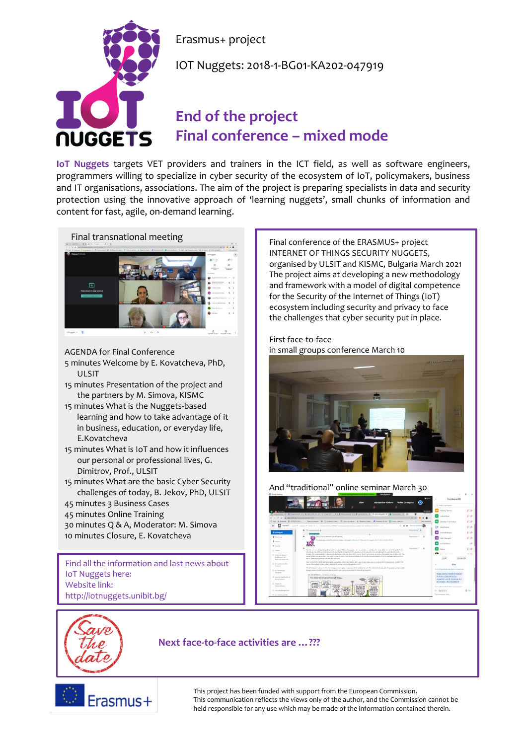Erasmus+ project

IOT Nuggets: 2018-1-BG01-KA202-047919

## End of the project
## Final conference – mixed mode

**IoT Nuggets** targets VET providers and trainers in the ICT field, as well as software engineers, programmers willing to specialize in cyber security of the ecosystem of IoT, policymakers, business and IT organisations, associations. The aim of the project is preparing specialists in data and security protection using the innovative approach of 'learning nuggets', small chunks of information and content for fast, agile, on-demand learning.

Final transnational meeting

AGENDA for Final Conference

- 5 minutes Welcome by E. Kovatcheva, PhD, ULSIT
- 15 minutes Presentation of the project and the partners by M. Simova, KISMC
- 15 minutes What is the Nuggets-based learning and how to take advantage of it in business, education, or everyday life, E.Kovatcheva
- 15 minutes What is IoT and how it influences our personal or professional lives, G. Dimitrov, Prof., ULSIT
- 15 minutes What are the basic Cyber Security challenges of today, B. Jekov, PhD, ULSIT
- 45 minutes 3 Business Cases
- 45 minutes Online Training
- 30 minutes Q & A, Moderator: M. Simova
- 10 minutes Closure, E. Kovatcheva

Find all the information and last news about IoT Nuggets here:
Website link:
http://iotnuggets.unibit.bg/

Final conference of the ERASMUS+ project INTERNET OF THINGS SECURITY NUGGETS, organised by ULSIT and KISMC, Bulgaria March 2021 The project aims at developing a new methodology and framework with a model of digital competence for the Security of the Internet of Things (IoT) ecosystem including security and privacy to face the challenges that cyber security put in place.

First face-to-face
in small groups conference March 10

And "traditional" online seminar March 30

Save the date

**Next face-to-face activities are …???**

Erasmus+

This project has been funded with support from the European Commission.
This communication reflects the views only of the author, and the Commission cannot be held responsible for any use which may be made of the information contained therein.